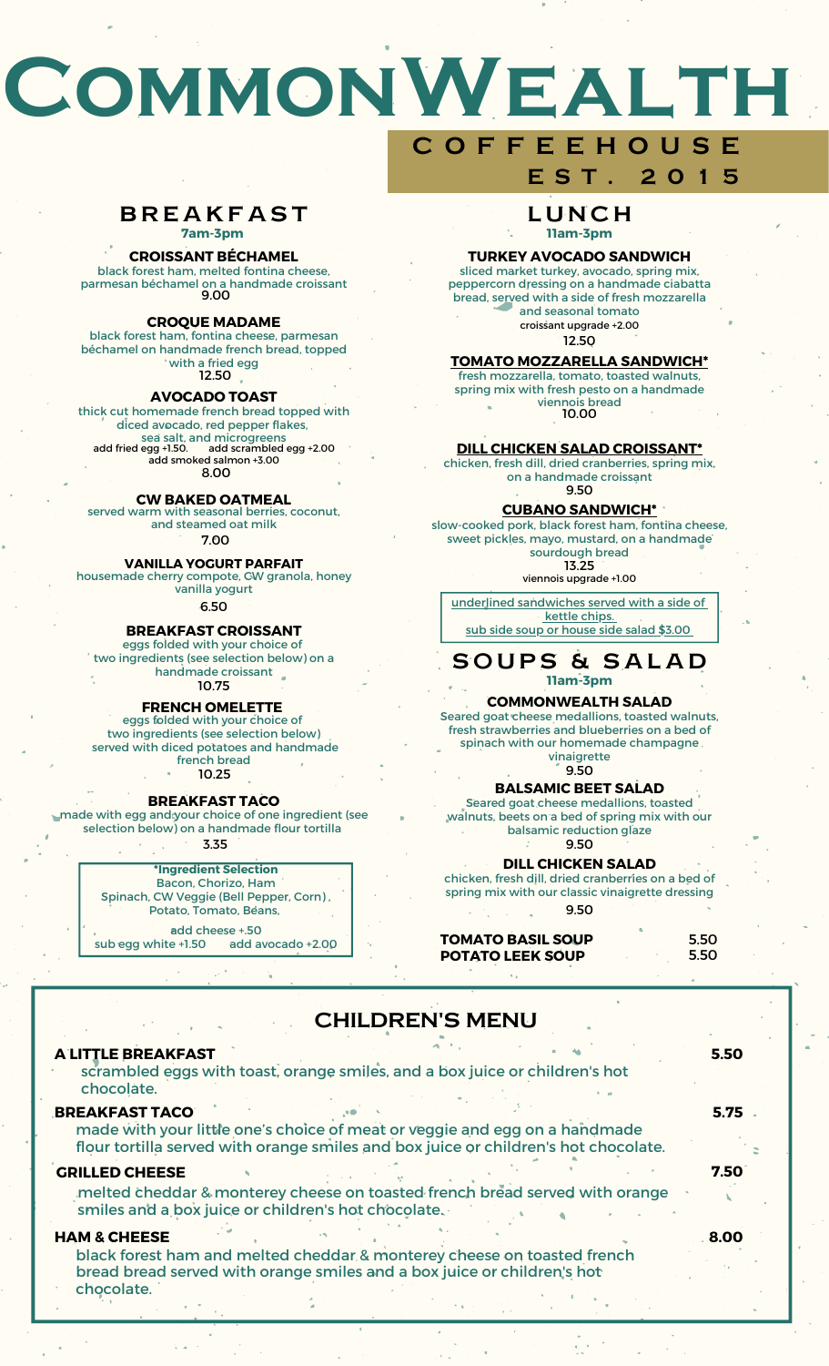# CommonWealth

## COFFEEHOUSE

## EST. 2015

## BREAKFAST

**7am-3pm**

### CROISSANT BÉCHAMEL

black forest ham, melted fontina cheese, parmesan béchamel on a handmade croissant
9.00

### CROQUE MADAME

black forest ham, fontina cheese, parmesan béchamel on handmade french bread, topped with a fried egg
12.50

### AVOCADO TOAST

thick cut homemade french bread topped with diced avocado, red pepper flakes, sea salt, and microgreens
add fried egg +1.50. add scrambled egg +2.00
add smoked salmon +3.00
8.00

### CW BAKED OATMEAL

served warm with seasonal berries, coconut, and steamed oat milk
7.00

### VANILLA YOGURT PARFAIT

housemade cherry compote, CW granola, honey vanilla yogurt
6.50

### BREAKFAST CROISSANT

eggs folded with your choice of two ingredients (see selection below) on a handmade croissant
10.75

### FRENCH OMELETTE

eggs folded with your choice of two ingredients (see selection below) served with diced potatoes and handmade french bread
10.25

### BREAKFAST TACO

made with egg and your choice of one ingredient (see selection below) on a handmade flour tortilla
3.35

**\*Ingredient Selection**
Bacon, Chorizo, Ham
Spinach, CW Veggie (Bell Pepper, Corn),
Potato, Tomato, Beans,

add cheese +.50
sub egg white +1.50 add avocado +2.00

## LUNCH

**11am-3pm**

### TURKEY AVOCADO SANDWICH

sliced market turkey, avocado, spring mix, peppercorn dressing on a handmade ciabatta bread, served with a side of fresh mozzarella and seasonal tomato
croissant upgrade +2.00
12.50

### TOMATO MOZZARELLA SANDWICH*

fresh mozzarella, tomato, toasted walnuts, spring mix with fresh pesto on a handmade viennois bread
10.00

### DILL CHICKEN SALAD CROISSANT*

chicken, fresh dill, dried cranberries, spring mix, on a handmade croissant
9.50

### CUBANO SANDWICH*

slow-cooked pork, black forest ham, fontina cheese, sweet pickles, mayo, mustard, on a handmade sourdough bread
13.25
viennois upgrade +1.00

underlined sandwiches served with a side of kettle chips.
sub side soup or house side salad $3.00

## SOUPS & SALAD

**11am-3pm**

### COMMONWEALTH SALAD

Seared goat cheese medallions, toasted walnuts, fresh strawberries and blueberries on a bed of spinach with our homemade champagne vinaigrette
9.50

### BALSAMIC BEET SALAD

Seared goat cheese medallions, toasted walnuts, beets on a bed of spring mix with our balsamic reduction glaze
9.50

### DILL CHICKEN SALAD

chicken, fresh dill, dried cranberries on a bed of spring mix with our classic vinaigrette dressing
9.50

**TOMATO BASIL SOUP** 5.50
**POTATO LEEK SOUP** 5.50

## CHILDREN'S MENU

**A LITTLE BREAKFAST** 5.50
scrambled eggs with toast, orange smiles, and a box juice or children's hot chocolate.

**BREAKFAST TACO** 5.75
made with your little one's choice of meat or veggie and egg on a handmade flour tortilla served with orange smiles and box juice or children's hot chocolate.

**GRILLED CHEESE** 7.50
melted cheddar & monterey cheese on toasted french bread served with orange smiles and a box juice or children's hot chocolate.

**HAM & CHEESE** 8.00
black forest ham and melted cheddar & monterey cheese on toasted french bread bread served with orange smiles and a box juice or children's hot chocolate.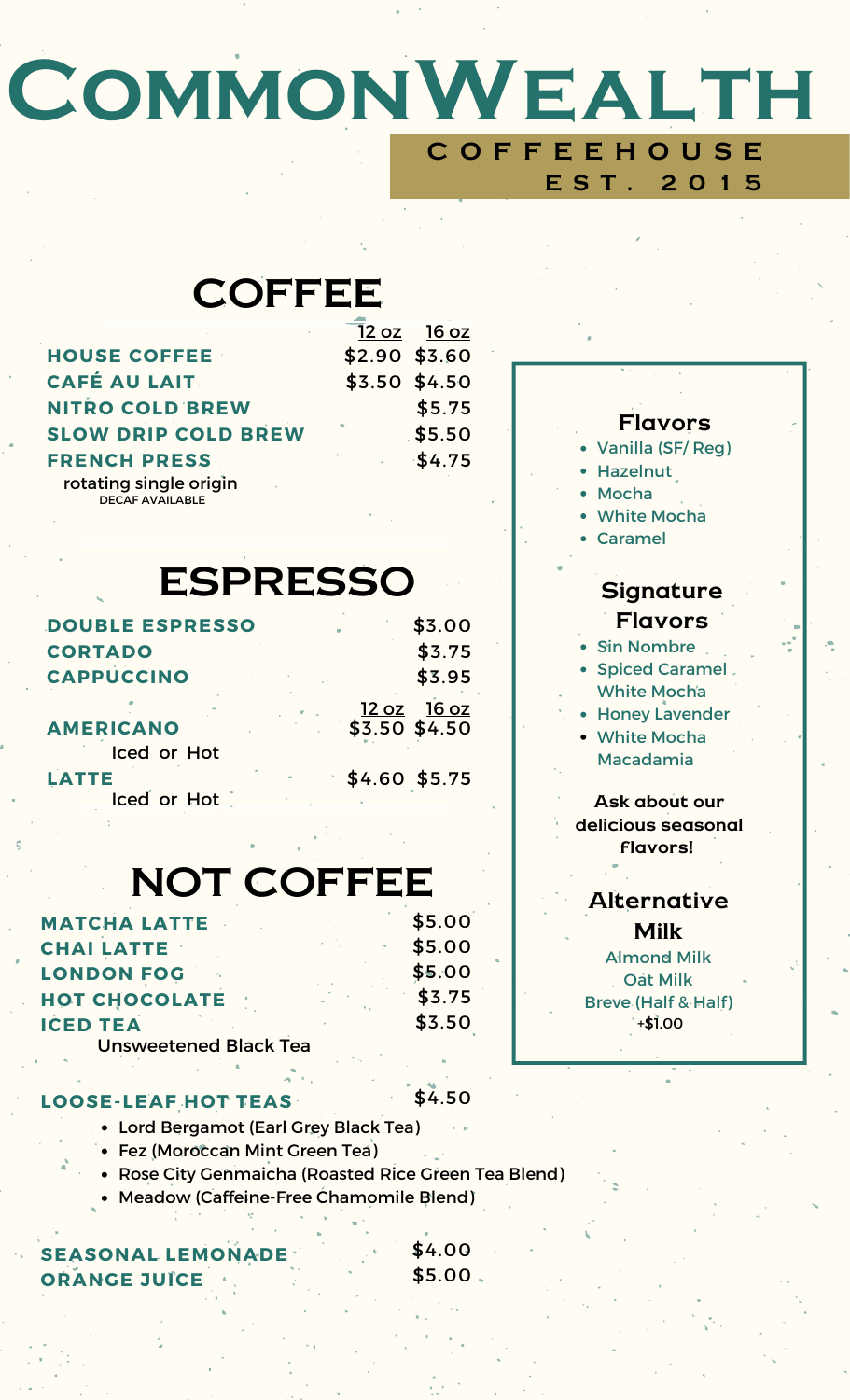# CommonWealth

## COFFEEHOUSE
EST. 2015

## COFFEE

| | 12 oz | 16 oz |
|---|---|---|
| **HOUSE COFFEE** | $2.90 | $3.60 |
| **CAFÉ AU LAIT** | $3.50 | $4.50 |
| **NITRO COLD BREW** | | $5.75 |
| **SLOW DRIP COLD BREW** | | $5.50 |
| **FRENCH PRESS** | | $4.75 |

rotating single origin
DECAF AVAILABLE

## ESPRESSO

| | | |
|---|---|---|
| **DOUBLE ESPRESSO** | | $3.00 |
| **CORTADO** | | $3.75 |
| **CAPPUCCINO** | | $3.95 |
| | 12 oz | 16 oz |
| **AMERICANO** (Iced or Hot) | $3.50 | $4.50 |
| **LATTE** (Iced or Hot) | $4.60 | $5.75 |

## NOT COFFEE

| | |
|---|---|
| **MATCHA LATTE** | $5.00 |
| **CHAI LATTE** | $5.00 |
| **LONDON FOG** | $5.00 |
| **HOT CHOCOLATE** | $3.75 |
| **ICED TEA** (Unsweetened Black Tea) | $3.50 |

**LOOSE-LEAF HOT TEAS** $4.50

- Lord Bergamot (Earl Grey Black Tea)
- Fez (Moroccan Mint Green Tea)
- Rose City Genmaicha (Roasted Rice Green Tea Blend)
- Meadow (Caffeine-Free Chamomile Blend)

| | |
|---|---|
| **SEASONAL LEMONADE** | $4.00 |
| **ORANGE JUICE** | $5.00 |

### Flavors

- Vanilla (SF/ Reg)
- Hazelnut
- Mocha
- White Mocha
- Caramel

### Signature Flavors

- Sin Nombre
- Spiced Caramel White Mocha
- Honey Lavender
- White Mocha Macadamia

Ask about our delicious seasonal flavors!

### Alternative Milk

Almond Milk
Oat Milk
Breve (Half & Half)
+$1.00